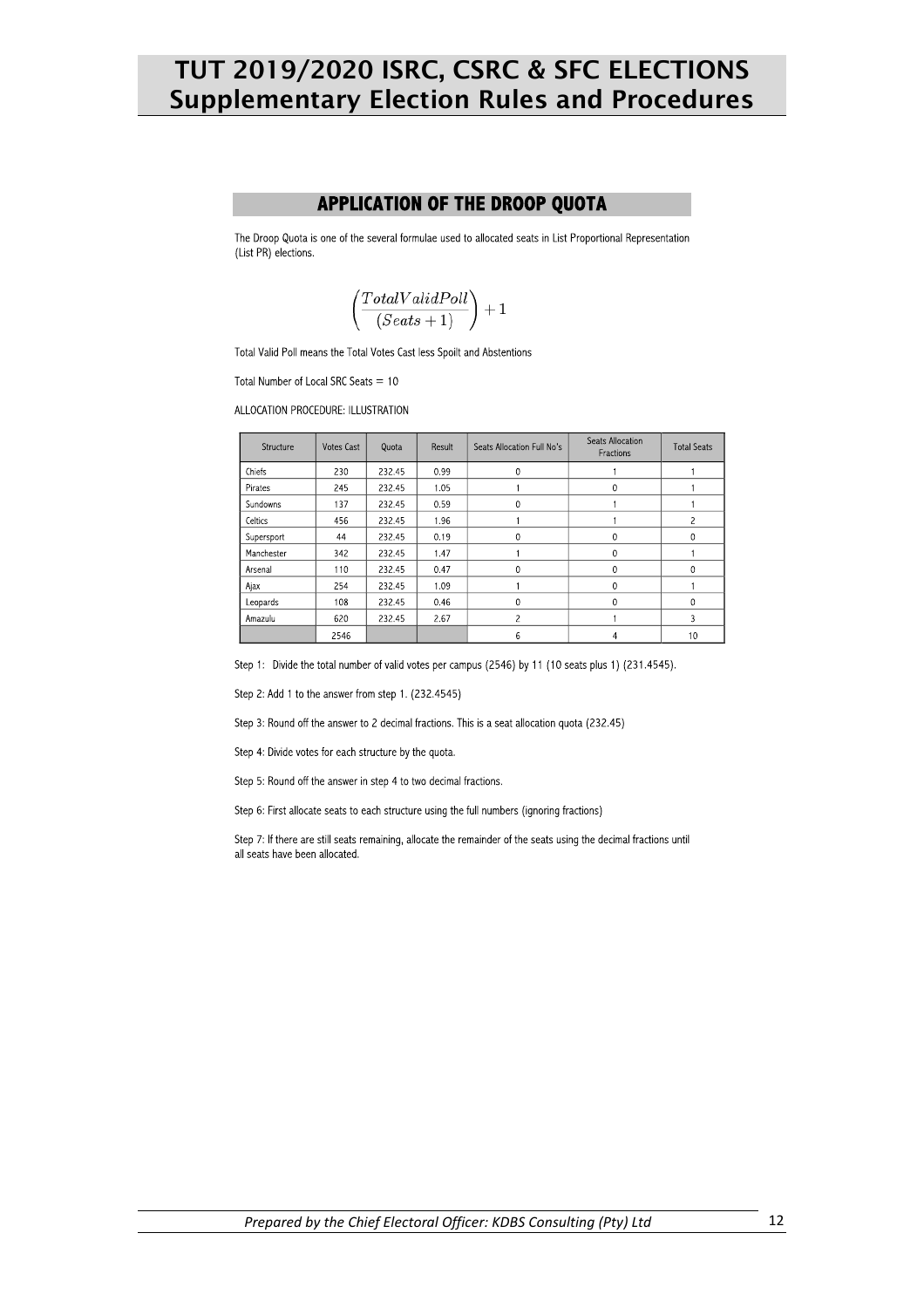# TUT 2019/2020 ISRC, CSRC & SFC ELECTIONS
## Supplementary Election Rules and Procedures

### APPLICATION OF THE DROOP QUOTA

The Droop Quota is one of the several formulae used to allocated seats in List Proportional Representation (List PR) elections.

$$\left(\frac{TotalValidPoll}{(Seats+1)}\right)+1$$

Total Valid Poll means the Total Votes Cast less Spoilt and Abstentions

Total Number of Local SRC Seats = 10

ALLOCATION PROCEDURE: ILLUSTRATION

| Structure | Votes Cast | Quota | Result | Seats Allocation Full No's | Seats Allocation Fractions | Total Seats |
|---|---|---|---|---|---|---|
| Chiefs | 230 | 232.45 | 0.99 | 0 | 1 | 1 |
| Pirates | 245 | 232.45 | 1.05 | 1 | 0 | 1 |
| Sundowns | 137 | 232.45 | 0.59 | 0 | 1 | 1 |
| Celtics | 456 | 232.45 | 1.96 | 1 | 1 | 2 |
| Supersport | 44 | 232.45 | 0.19 | 0 | 0 | 0 |
| Manchester | 342 | 232.45 | 1.47 | 1 | 0 | 1 |
| Arsenal | 110 | 232.45 | 0.47 | 0 | 0 | 0 |
| Ajax | 254 | 232.45 | 1.09 | 1 | 0 | 1 |
| Leopards | 108 | 232.45 | 0.46 | 0 | 0 | 0 |
| Amazulu | 620 | 232.45 | 2.67 | 2 | 1 | 3 |
| | 2546 | | | 6 | 4 | 10 |

Step 1: Divide the total number of valid votes per campus (2546) by 11 (10 seats plus 1) (231.4545).

Step 2: Add 1 to the answer from step 1. (232.4545)

Step 3: Round off the answer to 2 decimal fractions. This is a seat allocation quota (232.45)

Step 4: Divide votes for each structure by the quota.

Step 5: Round off the answer in step 4 to two decimal fractions.

Step 6: First allocate seats to each structure using the full numbers (ignoring fractions)

Step 7: If there are still seats remaining, allocate the remainder of the seats using the decimal fractions until all seats have been allocated.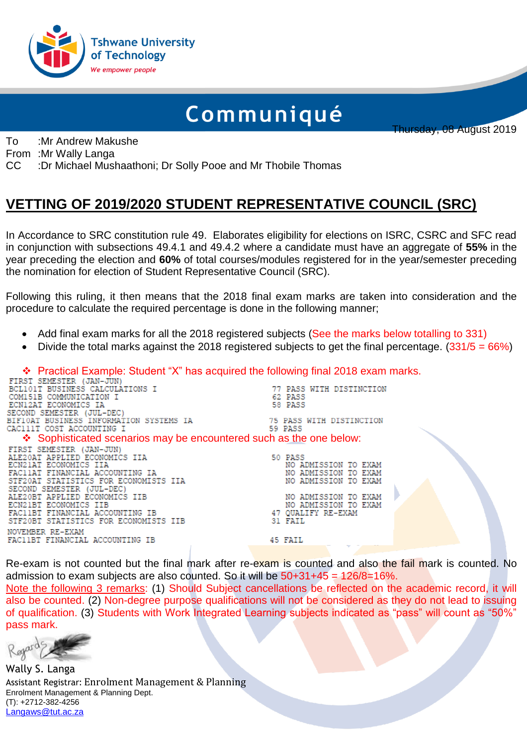# Communiqué

Thursday, 08 August 2019

To :Mr Andrew Makushe
From :Mr Wally Langa
CC :Dr Michael Mushaathoni; Dr Solly Pooe and Mr Thobile Thomas

## VETTING OF 2019/2020 STUDENT REPRESENTATIVE COUNCIL (SRC)

In Accordance to SRC constitution rule 49. Elaborates eligibility for elections on ISRC, CSRC and SFC read in conjunction with subsections 49.4.1 and 49.4.2 where a candidate must have an aggregate of **55%** in the year preceding the election and **60%** of total courses/modules registered for in the year/semester preceding the nomination for election of Student Representative Council (SRC).

Following this ruling, it then means that the 2018 final exam marks are taken into consideration and the procedure to calculate the required percentage is done in the following manner;

- Add final exam marks for all the 2018 registered subjects (See the marks below totalling to 331)
- Divide the total marks against the 2018 registered subjects to get the final percentage. (331/5 = 66%)

❖ Practical Example: Student "X" has acquired the following final 2018 exam marks.

```
FIRST SEMESTER (JAN-JUN)
BCL101T BUSINESS CALCULATIONS I                    77 PASS WITH DISTINCTION
COM151B COMMUNICATION I                            62 PASS
ECN12AT ECONOMICS IA                               58 PASS
SECOND SEMESTER (JUL-DEC)
BIF10AT BUSINESS INFORMATION SYSTEMS IA            75 PASS WITH DISTINCTION
CAC111T COST ACCOUNTING I                          59 PASS
```

❖ Sophisticated scenarios may be encountered such as the one below:

```
FIRST SEMESTER (JAN-JUN)
ALE20AT APPLIED ECONOMICS IIA                      50 PASS
ECN21AT ECONOMICS IIA                                 NO ADMISSION TO EXAM
FAC11AT FINANCIAL ACCOUNTING IA                       NO ADMISSION TO EXAM
STF20AT STATISTICS FOR ECONOMISTS IIA                 NO ADMISSION TO EXAM
SECOND SEMESTER (JUL-DEC)
ALE20BT APPLIED ECONOMICS IIB                         NO ADMISSION TO EXAM
ECN21BT ECONOMICS IIB                                 NO ADMISSION TO EXAM
FAC11BT FINANCIAL ACCOUNTING IB                    47 QUALIFY RE-EXAM
STF20BT STATISTICS FOR ECONOMISTS IIB              31 FAIL
NOVEMBER RE-EXAM
FAC11BT FINANCIAL ACCOUNTING IB                    45 FAIL
```

Re-exam is not counted but the final mark after re-exam is counted and also the fail mark is counted. No admission to exam subjects are also counted. So it will be 50+31+45 = 126/8=16%.

Note the following 3 remarks: (1) Should Subject cancellations be reflected on the academic record, it will also be counted. (2) Non-degree purpose qualifications will not be considered as they do not lead to issuing of qualification. (3) Students with Work Integrated Learning subjects indicated as "pass" will count as "50%" pass mark.

Regards

Wally S. Langa
Assistant Registrar: Enrolment Management & Planning
Enrolment Management & Planning Dept.
(T): +2712-382-4256
Langaws@tut.ac.za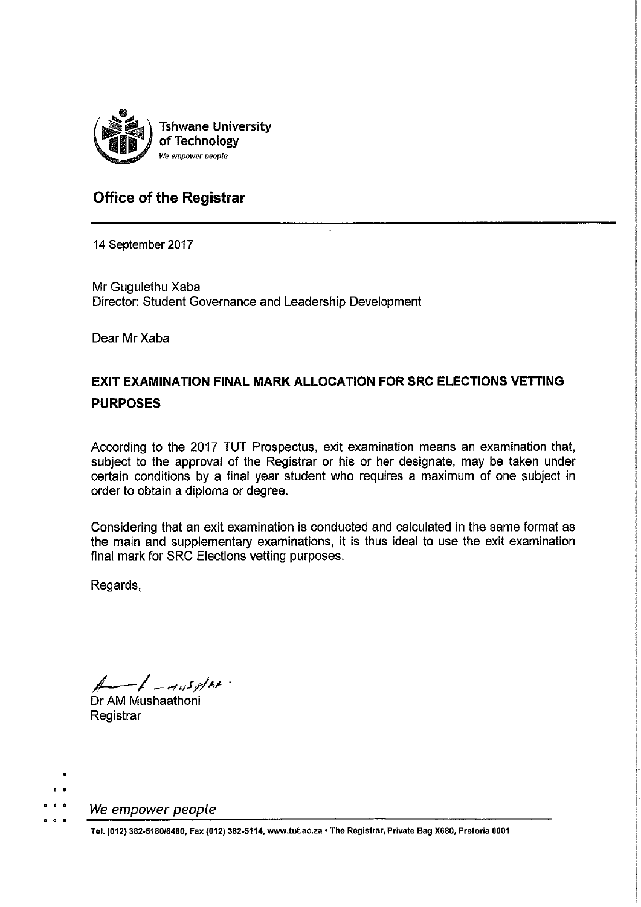Tshwane University of Technology

*We empower people*

## Office of the Registrar

14 September 2017

Mr Gugulethu Xaba
Director: Student Governance and Leadership Development

Dear Mr Xaba

### EXIT EXAMINATION FINAL MARK ALLOCATION FOR SRC ELECTIONS VETTING PURPOSES

According to the 2017 TUT Prospectus, exit examination means an examination that, subject to the approval of the Registrar or his or her designate, may be taken under certain conditions by a final year student who requires a maximum of one subject in order to obtain a diploma or degree.

Considering that an exit examination is conducted and calculated in the same format as the main and supplementary examinations, it is thus ideal to use the exit examination final mark for SRC Elections vetting purposes.

Regards,

Dr AM Mushaathoni
Registrar

*We empower people*

Tel. (012) 382-5180/6480, Fax (012) 382-5114, www.tut.ac.za • The Registrar, Private Bag X680, Pretoria 0001